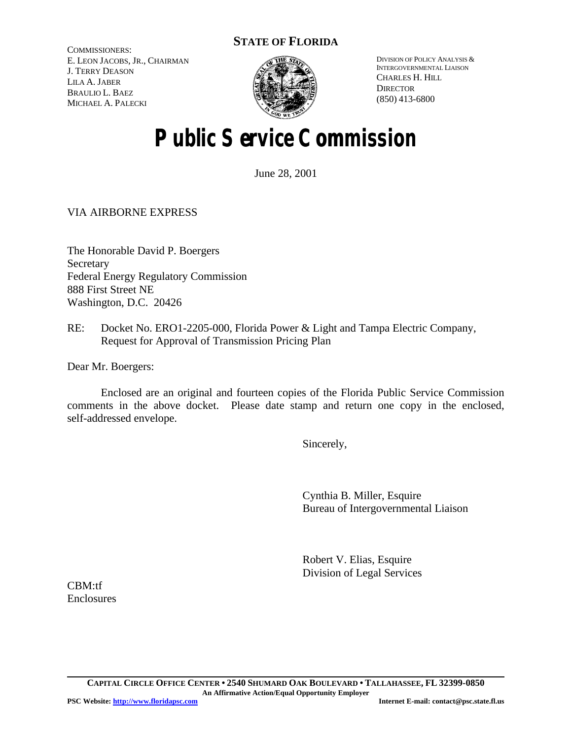**STATE OF FLORIDA**

COMMISSIONERS:
E. LEON JACOBS, JR., CHAIRMAN
J. TERRY DEASON
LILA A. JABER
BRAULIO L. BAEZ
MICHAEL A. PALECKI

DIVISION OF POLICY ANALYSIS &
INTERGOVERNMENTAL LIAISON
CHARLES H. HILL
DIRECTOR
(850) 413-6800

# Public Service Commission

June 28, 2001

VIA AIRBORNE EXPRESS

The Honorable David P. Boergers
Secretary
Federal Energy Regulatory Commission
888 First Street NE
Washington, D.C. 20426

RE: Docket No. ERO1-2205-000, Florida Power & Light and Tampa Electric Company, Request for Approval of Transmission Pricing Plan

Dear Mr. Boergers:

Enclosed are an original and fourteen copies of the Florida Public Service Commission comments in the above docket. Please date stamp and return one copy in the enclosed, self-addressed envelope.

Sincerely,

Cynthia B. Miller, Esquire
Bureau of Intergovernmental Liaison

Robert V. Elias, Esquire
Division of Legal Services

CBM:tf
Enclosures

**CAPITAL CIRCLE OFFICE CENTER • 2540 SHUMARD OAK BOULEVARD • TALLAHASSEE, FL 32399-0850**
**An Affirmative Action/Equal Opportunity Employer**
**PSC Website: http://www.floridapsc.com** **Internet E-mail: contact@psc.state.fl.us**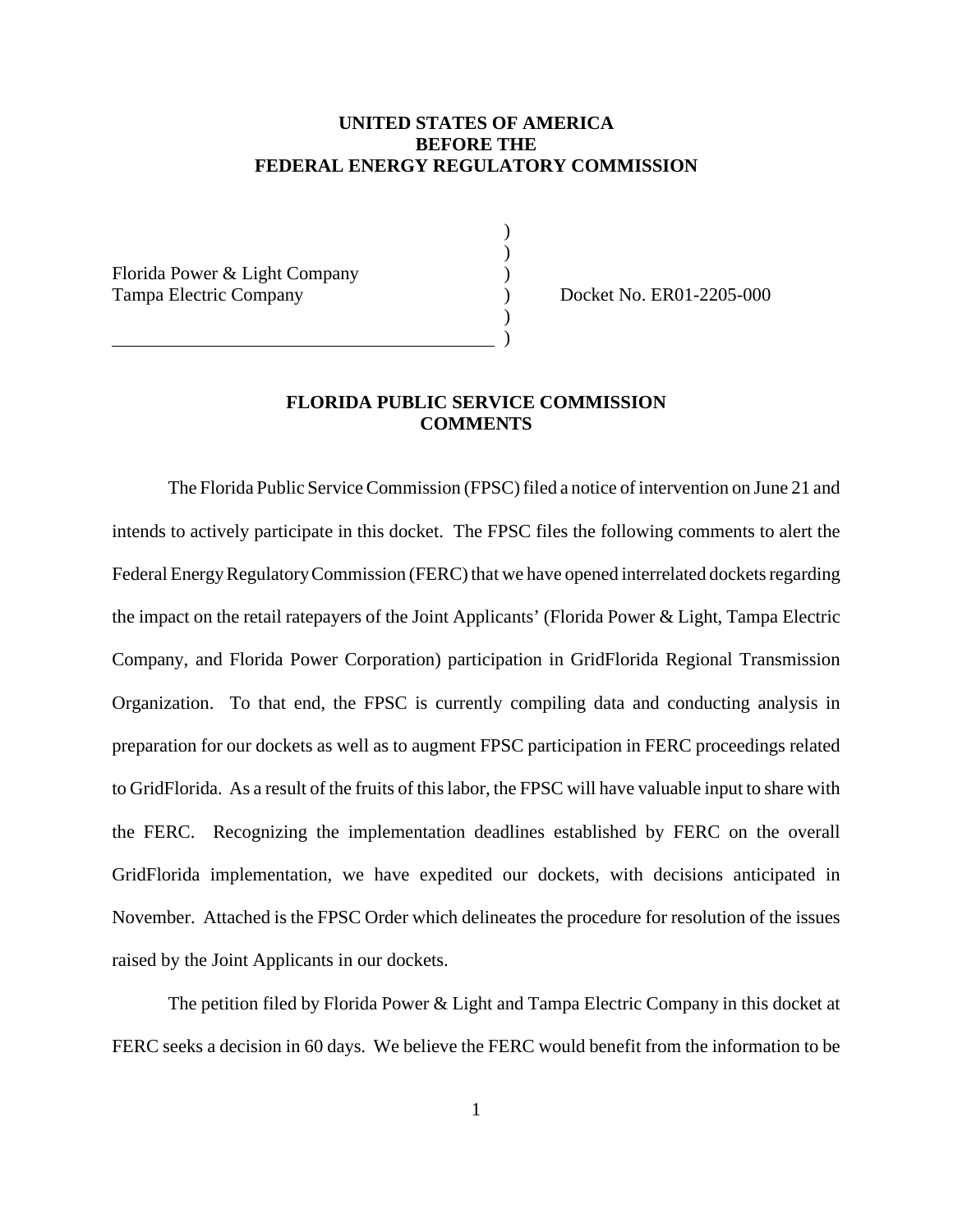**UNITED STATES OF AMERICA**
**BEFORE THE**
**FEDERAL ENERGY REGULATORY COMMISSION**

| | | |
|---|---|---|
| Florida Power & Light Company<br>Tampa Electric Company | ) | Docket No. ER01-2205-000 |

## FLORIDA PUBLIC SERVICE COMMISSION COMMENTS

The Florida Public Service Commission (FPSC) filed a notice of intervention on June 21 and intends to actively participate in this docket. The FPSC files the following comments to alert the Federal Energy Regulatory Commission (FERC) that we have opened interrelated dockets regarding the impact on the retail ratepayers of the Joint Applicants' (Florida Power & Light, Tampa Electric Company, and Florida Power Corporation) participation in GridFlorida Regional Transmission Organization. To that end, the FPSC is currently compiling data and conducting analysis in preparation for our dockets as well as to augment FPSC participation in FERC proceedings related to GridFlorida. As a result of the fruits of this labor, the FPSC will have valuable input to share with the FERC. Recognizing the implementation deadlines established by FERC on the overall GridFlorida implementation, we have expedited our dockets, with decisions anticipated in November. Attached is the FPSC Order which delineates the procedure for resolution of the issues raised by the Joint Applicants in our dockets.

The petition filed by Florida Power & Light and Tampa Electric Company in this docket at FERC seeks a decision in 60 days. We believe the FERC would benefit from the information to be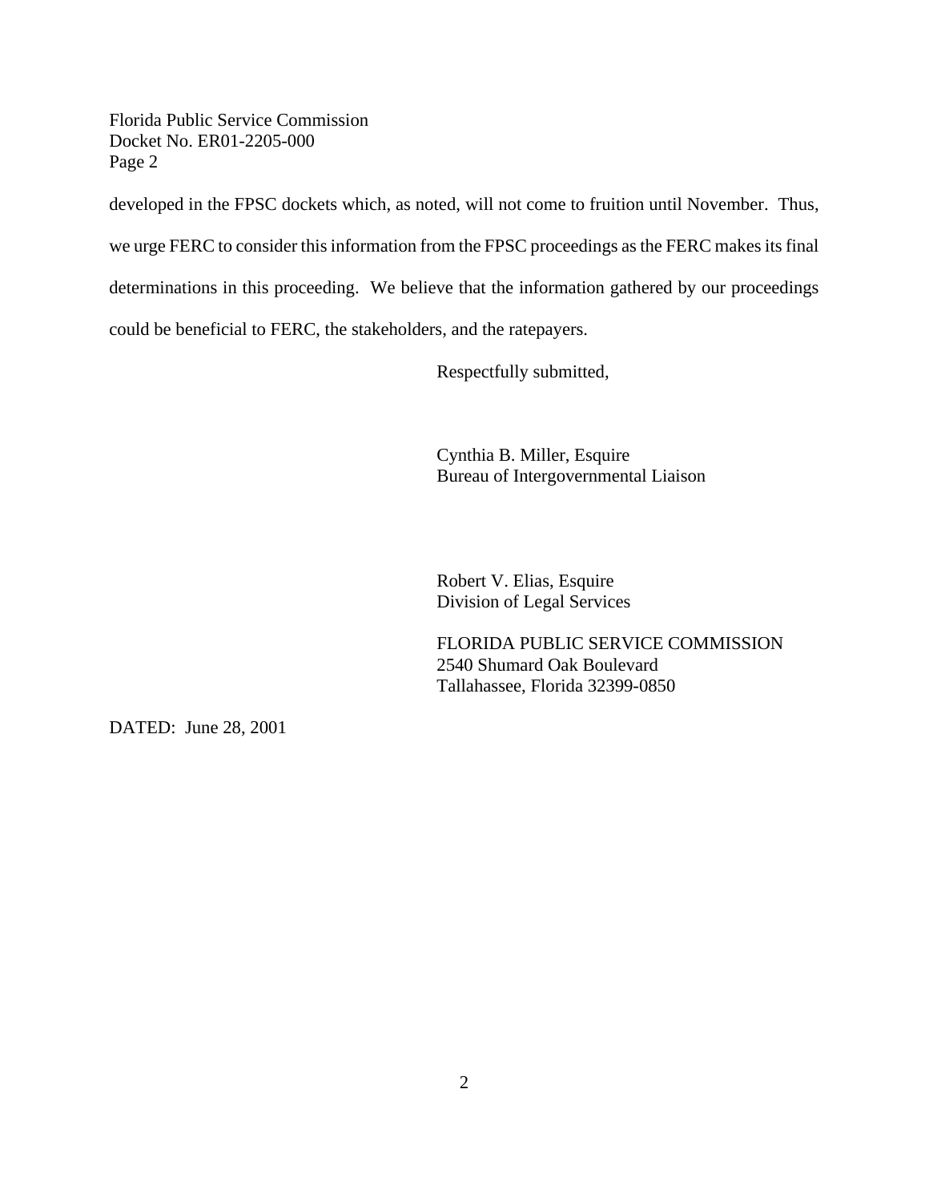developed in the FPSC dockets which, as noted, will not come to fruition until November. Thus, we urge FERC to consider this information from the FPSC proceedings as the FERC makes its final determinations in this proceeding. We believe that the information gathered by our proceedings could be beneficial to FERC, the stakeholders, and the ratepayers.

Respectfully submitted,

Cynthia B. Miller, Esquire
Bureau of Intergovernmental Liaison

Robert V. Elias, Esquire
Division of Legal Services

FLORIDA PUBLIC SERVICE COMMISSION
2540 Shumard Oak Boulevard
Tallahassee, Florida 32399-0850

DATED: June 28, 2001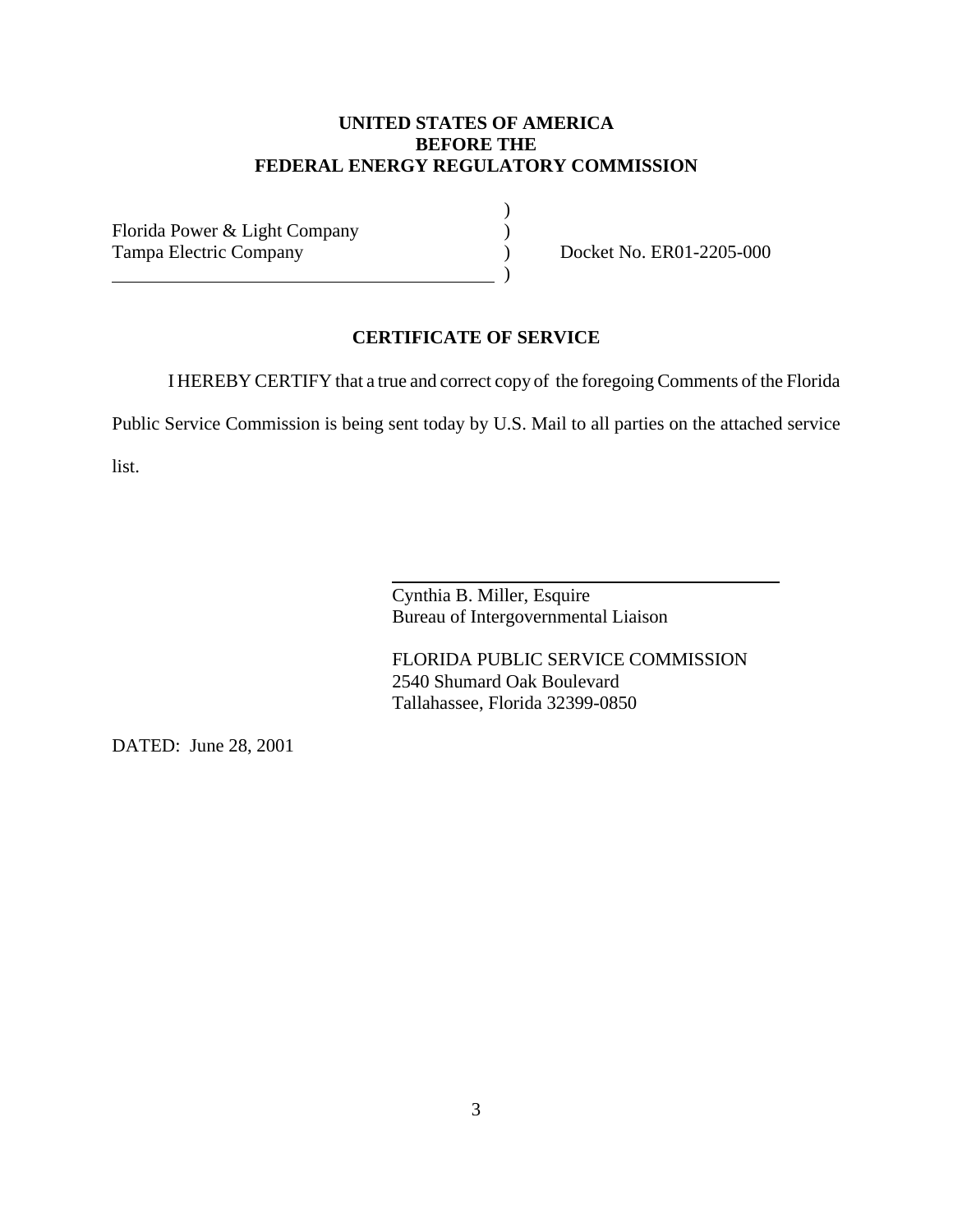**UNITED STATES OF AMERICA**
**BEFORE THE**
**FEDERAL ENERGY REGULATORY COMMISSION**

| | | |
|---|---|---|
| Florida Power & Light Company | ) | |
| Tampa Electric Company | ) | Docket No. ER01-2205-000 |
| | ) | |

## CERTIFICATE OF SERVICE

I HEREBY CERTIFY that a true and correct copy of the foregoing Comments of the Florida Public Service Commission is being sent today by U.S. Mail to all parties on the attached service list.

Cynthia B. Miller, Esquire
Bureau of Intergovernmental Liaison

FLORIDA PUBLIC SERVICE COMMISSION
2540 Shumard Oak Boulevard
Tallahassee, Florida 32399-0850

DATED: June 28, 2001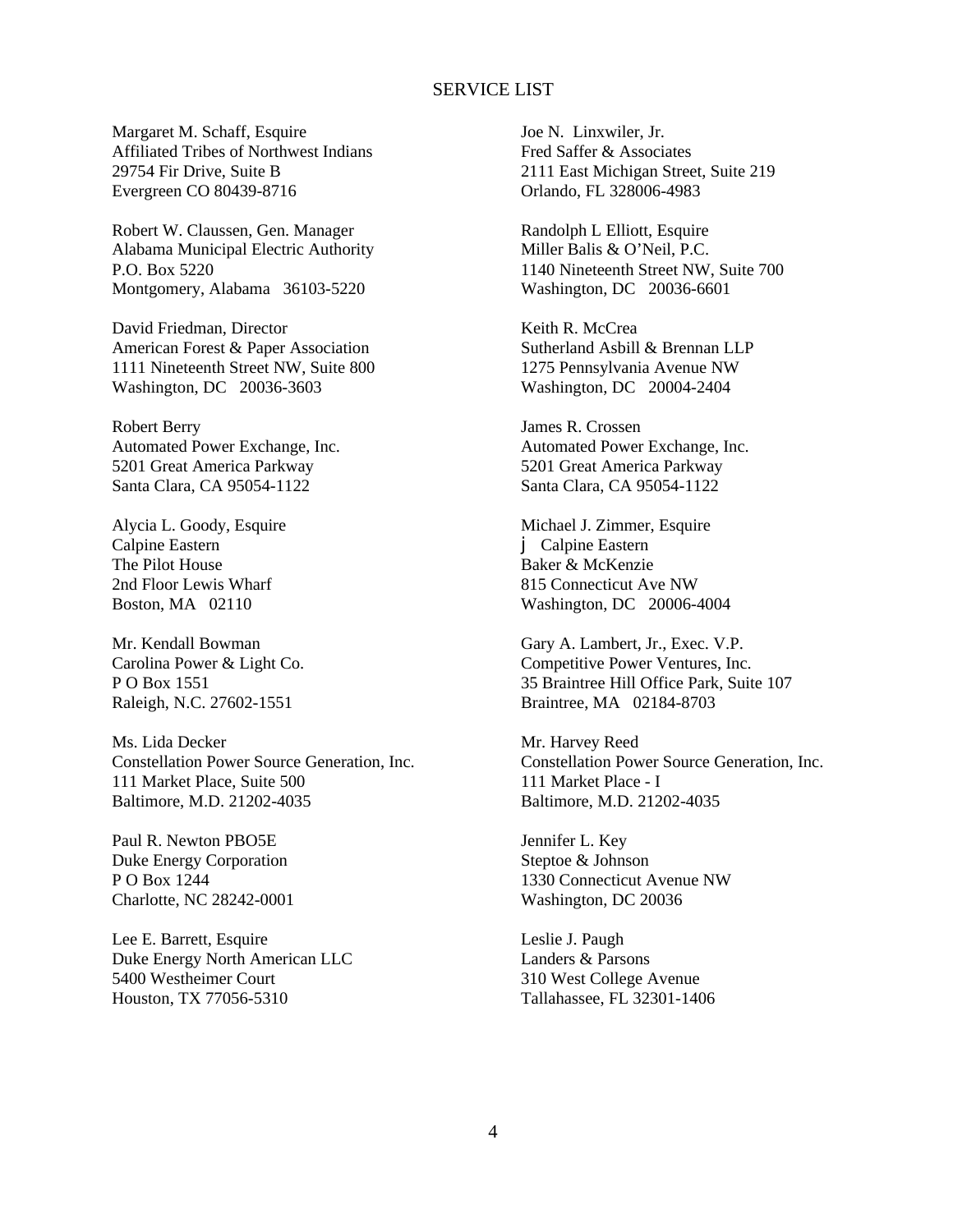# SERVICE LIST

Margaret M. Schaff, Esquire
Affiliated Tribes of Northwest Indians
29754 Fir Drive, Suite B
Evergreen CO 80439-8716

Joe N. Linxwiler, Jr.
Fred Saffer & Associates
2111 East Michigan Street, Suite 219
Orlando, FL 328006-4983

Robert W. Claussen, Gen. Manager
Alabama Municipal Electric Authority
P.O. Box 5220
Montgomery, Alabama 36103-5220

Randolph L Elliott, Esquire
Miller Balis & O'Neil, P.C.
1140 Nineteenth Street NW, Suite 700
Washington, DC 20036-6601

David Friedman, Director
American Forest & Paper Association
1111 Nineteenth Street NW, Suite 800
Washington, DC 20036-3603

Keith R. McCrea
Sutherland Asbill & Brennan LLP
1275 Pennsylvania Avenue NW
Washington, DC 20004-2404

Robert Berry
Automated Power Exchange, Inc.
5201 Great America Parkway
Santa Clara, CA 95054-1122

James R. Crossen
Automated Power Exchange, Inc.
5201 Great America Parkway
Santa Clara, CA 95054-1122

Alycia L. Goody, Esquire
Calpine Eastern
The Pilot House
2nd Floor Lewis Wharf
Boston, MA 02110

Michael J. Zimmer, Esquire
j Calpine Eastern
Baker & McKenzie
815 Connecticut Ave NW
Washington, DC 20006-4004

Mr. Kendall Bowman
Carolina Power & Light Co.
P O Box 1551
Raleigh, N.C. 27602-1551

Gary A. Lambert, Jr., Exec. V.P.
Competitive Power Ventures, Inc.
35 Braintree Hill Office Park, Suite 107
Braintree, MA 02184-8703

Ms. Lida Decker
Constellation Power Source Generation, Inc.
111 Market Place, Suite 500
Baltimore, M.D. 21202-4035

Mr. Harvey Reed
Constellation Power Source Generation, Inc.
111 Market Place - I
Baltimore, M.D. 21202-4035

Paul R. Newton PBO5E
Duke Energy Corporation
P O Box 1244
Charlotte, NC 28242-0001

Jennifer L. Key
Steptoe & Johnson
1330 Connecticut Avenue NW
Washington, DC 20036

Lee E. Barrett, Esquire
Duke Energy North American LLC
5400 Westheimer Court
Houston, TX 77056-5310

Leslie J. Paugh
Landers & Parsons
310 West College Avenue
Tallahassee, FL 32301-1406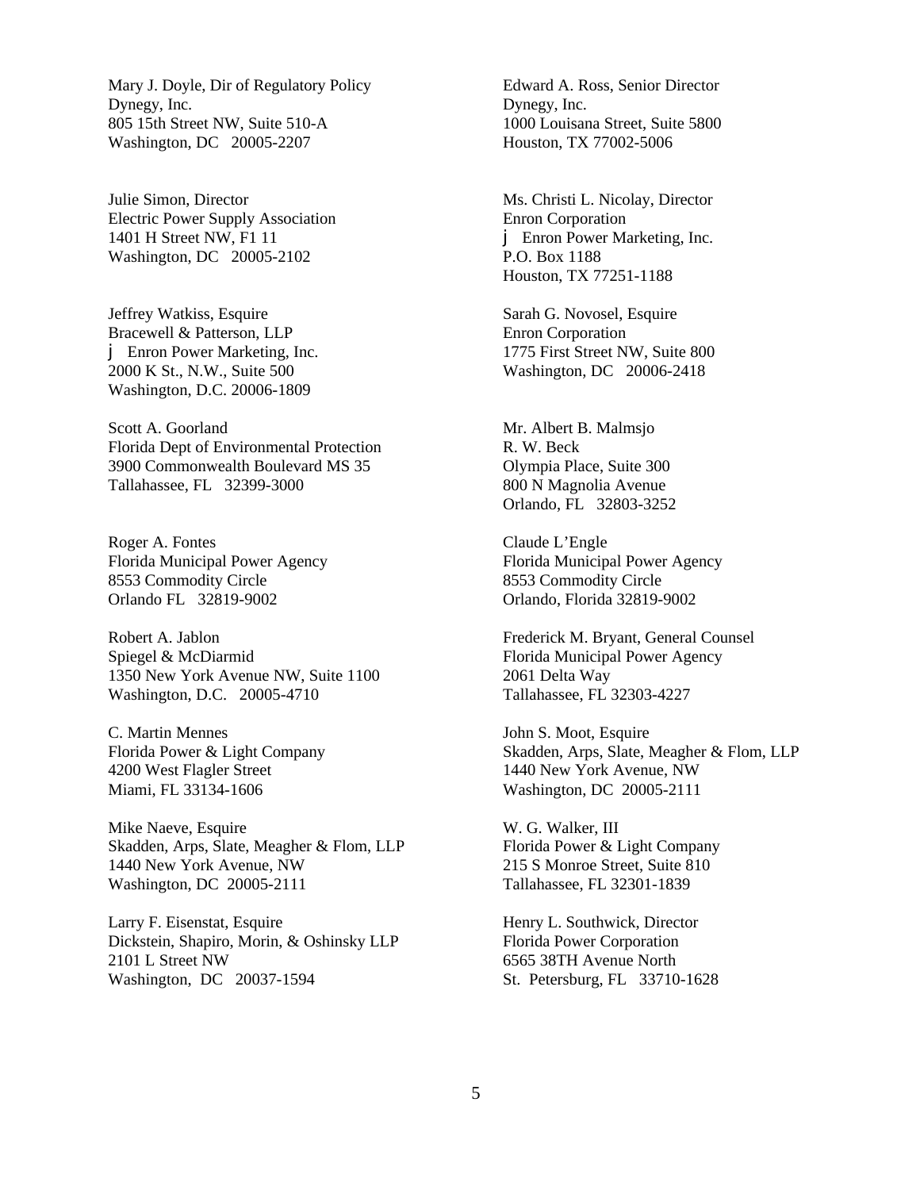Mary J. Doyle, Dir of Regulatory Policy
Dynegy, Inc.
805 15th Street NW, Suite 510-A
Washington, DC 20005-2207

Edward A. Ross, Senior Director
Dynegy, Inc.
1000 Louisana Street, Suite 5800
Houston, TX 77002-5006

Julie Simon, Director
Electric Power Supply Association
1401 H Street NW, F1 11
Washington, DC 20005-2102

Ms. Christi L. Nicolay, Director
Enron Corporation
j Enron Power Marketing, Inc.
P.O. Box 1188
Houston, TX 77251-1188

Jeffrey Watkiss, Esquire
Bracewell & Patterson, LLP
j Enron Power Marketing, Inc.
2000 K St., N.W., Suite 500
Washington, D.C. 20006-1809

Sarah G. Novosel, Esquire
Enron Corporation
1775 First Street NW, Suite 800
Washington, DC 20006-2418

Scott A. Goorland
Florida Dept of Environmental Protection
3900 Commonwealth Boulevard MS 35
Tallahassee, FL 32399-3000

Mr. Albert B. Malmsjo
R. W. Beck
Olympia Place, Suite 300
800 N Magnolia Avenue
Orlando, FL 32803-3252

Roger A. Fontes
Florida Municipal Power Agency
8553 Commodity Circle
Orlando FL 32819-9002

Claude L'Engle
Florida Municipal Power Agency
8553 Commodity Circle
Orlando, Florida 32819-9002

Robert A. Jablon
Spiegel & McDiarmid
1350 New York Avenue NW, Suite 1100
Washington, D.C. 20005-4710

Frederick M. Bryant, General Counsel
Florida Municipal Power Agency
2061 Delta Way
Tallahassee, FL 32303-4227

C. Martin Mennes
Florida Power & Light Company
4200 West Flagler Street
Miami, FL 33134-1606

John S. Moot, Esquire
Skadden, Arps, Slate, Meagher & Flom, LLP
1440 New York Avenue, NW
Washington, DC 20005-2111

Mike Naeve, Esquire
Skadden, Arps, Slate, Meagher & Flom, LLP
1440 New York Avenue, NW
Washington, DC 20005-2111

W. G. Walker, III
Florida Power & Light Company
215 S Monroe Street, Suite 810
Tallahassee, FL 32301-1839

Larry F. Eisenstat, Esquire
Dickstein, Shapiro, Morin, & Oshinsky LLP
2101 L Street NW
Washington, DC 20037-1594

Henry L. Southwick, Director
Florida Power Corporation
6565 38TH Avenue North
St. Petersburg, FL 33710-1628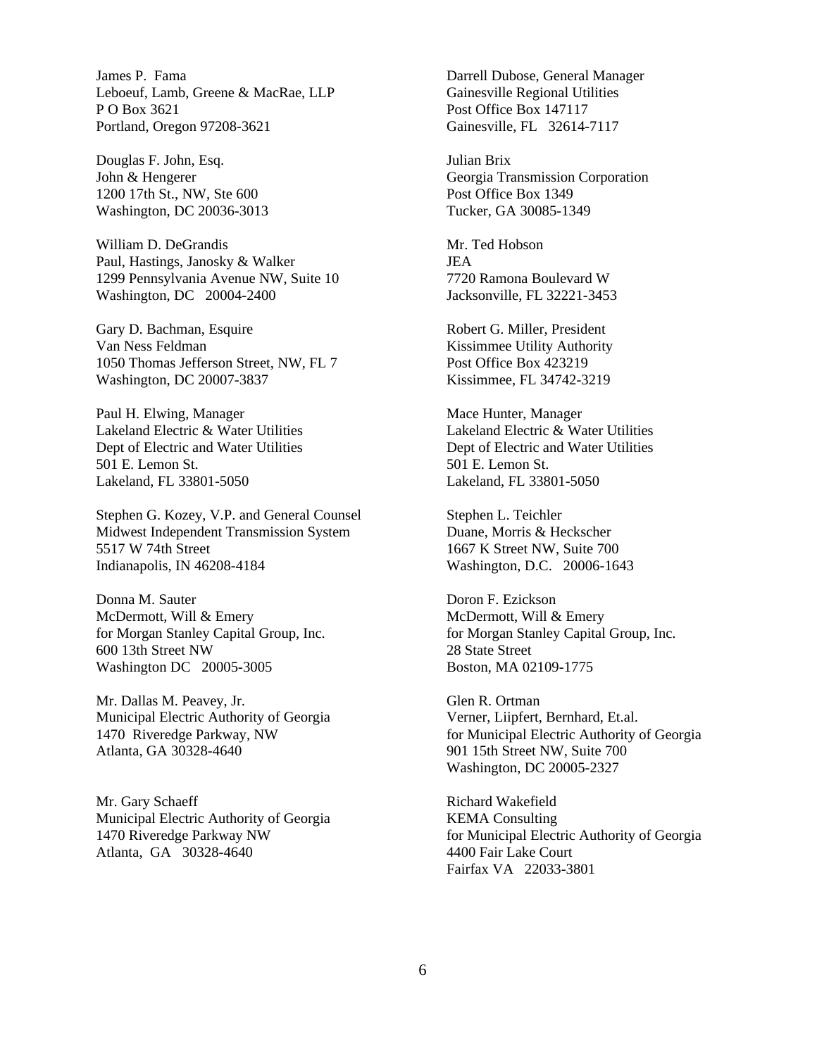James P. Fama
Leboeuf, Lamb, Greene & MacRae, LLP
P O Box 3621
Portland, Oregon 97208-3621

Douglas F. John, Esq.
John & Hengerer
1200 17th St., NW, Ste 600
Washington, DC 20036-3013

William D. DeGrandis
Paul, Hastings, Janosky & Walker
1299 Pennsylvania Avenue NW, Suite 10
Washington, DC 20004-2400

Gary D. Bachman, Esquire
Van Ness Feldman
1050 Thomas Jefferson Street, NW, FL 7
Washington, DC 20007-3837

Paul H. Elwing, Manager
Lakeland Electric & Water Utilities
Dept of Electric and Water Utilities
501 E. Lemon St.
Lakeland, FL 33801-5050

Stephen G. Kozey, V.P. and General Counsel
Midwest Independent Transmission System
5517 W 74th Street
Indianapolis, IN 46208-4184

Donna M. Sauter
McDermott, Will & Emery
for Morgan Stanley Capital Group, Inc.
600 13th Street NW
Washington DC 20005-3005

Mr. Dallas M. Peavey, Jr.
Municipal Electric Authority of Georgia
1470 Riveredge Parkway, NW
Atlanta, GA 30328-4640

Mr. Gary Schaeff
Municipal Electric Authority of Georgia
1470 Riveredge Parkway NW
Atlanta, GA 30328-4640

Darrell Dubose, General Manager
Gainesville Regional Utilities
Post Office Box 147117
Gainesville, FL 32614-7117

Julian Brix
Georgia Transmission Corporation
Post Office Box 1349
Tucker, GA 30085-1349

Mr. Ted Hobson
JEA
7720 Ramona Boulevard W
Jacksonville, FL 32221-3453

Robert G. Miller, President
Kissimmee Utility Authority
Post Office Box 423219
Kissimmee, FL 34742-3219

Mace Hunter, Manager
Lakeland Electric & Water Utilities
Dept of Electric and Water Utilities
501 E. Lemon St.
Lakeland, FL 33801-5050

Stephen L. Teichler
Duane, Morris & Heckscher
1667 K Street NW, Suite 700
Washington, D.C. 20006-1643

Doron F. Ezickson
McDermott, Will & Emery
for Morgan Stanley Capital Group, Inc.
28 State Street
Boston, MA 02109-1775

Glen R. Ortman
Verner, Liipfert, Bernhard, Et.al.
for Municipal Electric Authority of Georgia
901 15th Street NW, Suite 700
Washington, DC 20005-2327

Richard Wakefield
KEMA Consulting
for Municipal Electric Authority of Georgia
4400 Fair Lake Court
Fairfax VA 22033-3801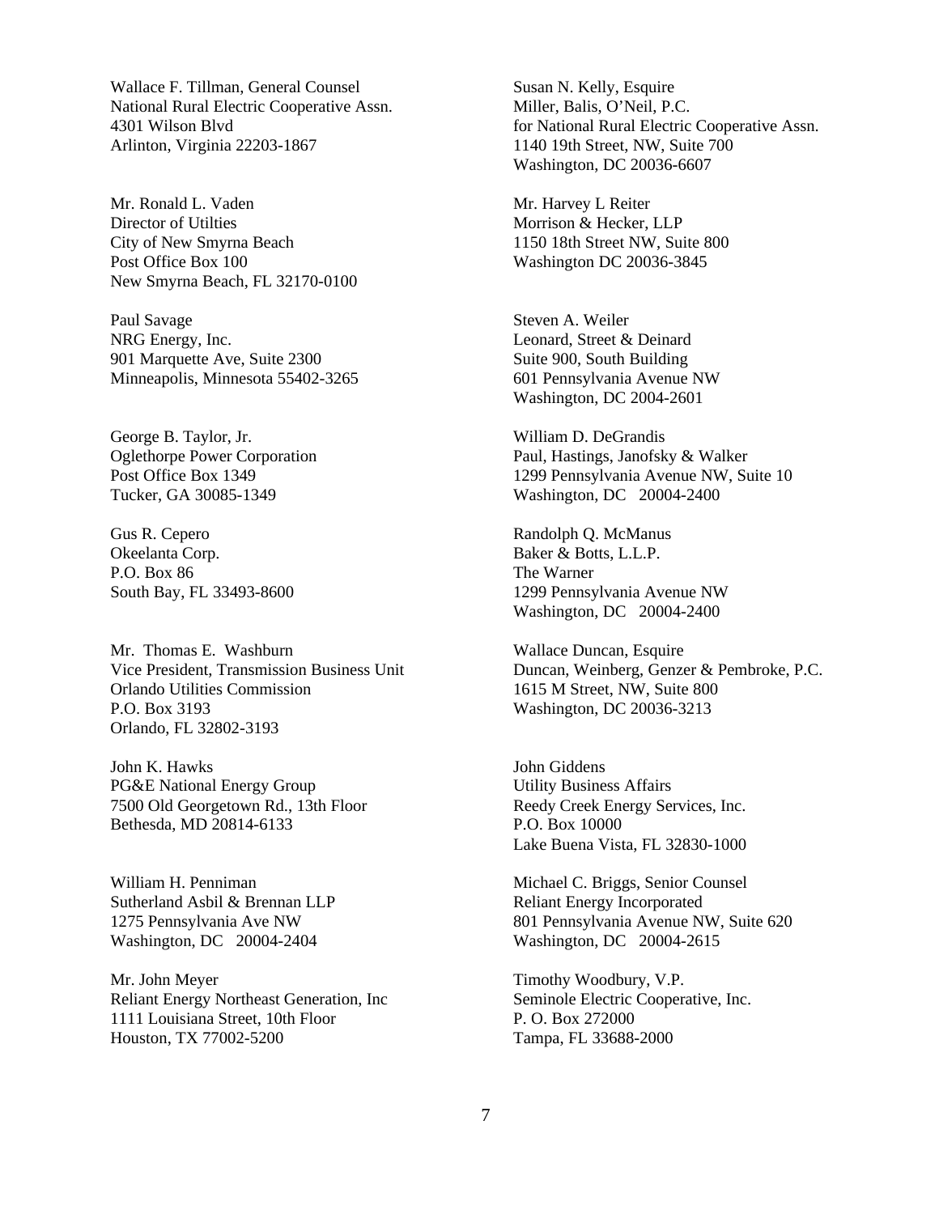Wallace F. Tillman, General Counsel
National Rural Electric Cooperative Assn.
4301 Wilson Blvd
Arlinton, Virginia 22203-1867

Susan N. Kelly, Esquire
Miller, Balis, O'Neil, P.C.
for National Rural Electric Cooperative Assn.
1140 19th Street, NW, Suite 700
Washington, DC 20036-6607

Mr. Ronald L. Vaden
Director of Utilties
City of New Smyrna Beach
Post Office Box 100
New Smyrna Beach, FL 32170-0100

Mr. Harvey L Reiter
Morrison & Hecker, LLP
1150 18th Street NW, Suite 800
Washington DC 20036-3845

Paul Savage
NRG Energy, Inc.
901 Marquette Ave, Suite 2300
Minneapolis, Minnesota 55402-3265

Steven A. Weiler
Leonard, Street & Deinard
Suite 900, South Building
601 Pennsylvania Avenue NW
Washington, DC 2004-2601

George B. Taylor, Jr.
Oglethorpe Power Corporation
Post Office Box 1349
Tucker, GA 30085-1349

William D. DeGrandis
Paul, Hastings, Janofsky & Walker
1299 Pennsylvania Avenue NW, Suite 10
Washington, DC 20004-2400

Gus R. Cepero
Okeelanta Corp.
P.O. Box 86
South Bay, FL 33493-8600

Randolph Q. McManus
Baker & Botts, L.L.P.
The Warner
1299 Pennsylvania Avenue NW
Washington, DC 20004-2400

Mr. Thomas E. Washburn
Vice President, Transmission Business Unit
Orlando Utilities Commission
P.O. Box 3193
Orlando, FL 32802-3193

Wallace Duncan, Esquire
Duncan, Weinberg, Genzer & Pembroke, P.C.
1615 M Street, NW, Suite 800
Washington, DC 20036-3213

John K. Hawks
PG&E National Energy Group
7500 Old Georgetown Rd., 13th Floor
Bethesda, MD 20814-6133

John Giddens
Utility Business Affairs
Reedy Creek Energy Services, Inc.
P.O. Box 10000
Lake Buena Vista, FL 32830-1000

William H. Penniman
Sutherland Asbil & Brennan LLP
1275 Pennsylvania Ave NW
Washington, DC 20004-2404

Michael C. Briggs, Senior Counsel
Reliant Energy Incorporated
801 Pennsylvania Avenue NW, Suite 620
Washington, DC 20004-2615

Mr. John Meyer
Reliant Energy Northeast Generation, Inc
1111 Louisiana Street, 10th Floor
Houston, TX 77002-5200

Timothy Woodbury, V.P.
Seminole Electric Cooperative, Inc.
P. O. Box 272000
Tampa, FL 33688-2000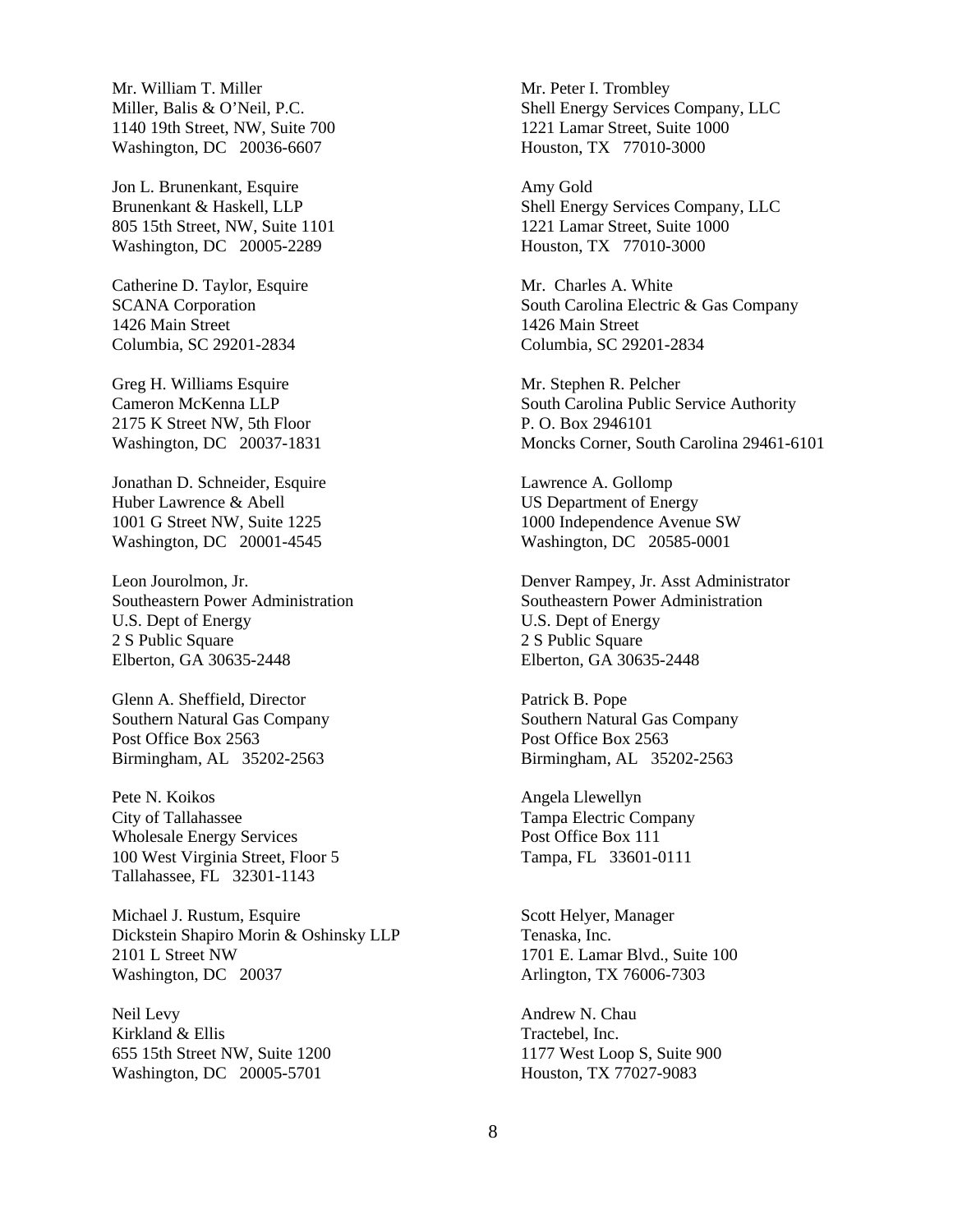Mr. William T. Miller
Miller, Balis & O'Neil, P.C.
1140 19th Street, NW, Suite 700
Washington, DC 20036-6607

Jon L. Brunenkant, Esquire
Brunenkant & Haskell, LLP
805 15th Street, NW, Suite 1101
Washington, DC 20005-2289

Catherine D. Taylor, Esquire
SCANA Corporation
1426 Main Street
Columbia, SC 29201-2834

Greg H. Williams Esquire
Cameron McKenna LLP
2175 K Street NW, 5th Floor
Washington, DC 20037-1831

Jonathan D. Schneider, Esquire
Huber Lawrence & Abell
1001 G Street NW, Suite 1225
Washington, DC 20001-4545

Leon Jourolmon, Jr.
Southeastern Power Administration
U.S. Dept of Energy
2 S Public Square
Elberton, GA 30635-2448

Glenn A. Sheffield, Director
Southern Natural Gas Company
Post Office Box 2563
Birmingham, AL 35202-2563

Pete N. Koikos
City of Tallahassee
Wholesale Energy Services
100 West Virginia Street, Floor 5
Tallahassee, FL 32301-1143

Michael J. Rustum, Esquire
Dickstein Shapiro Morin & Oshinsky LLP
2101 L Street NW
Washington, DC 20037

Neil Levy
Kirkland & Ellis
655 15th Street NW, Suite 1200
Washington, DC 20005-5701

Mr. Peter I. Trombley
Shell Energy Services Company, LLC
1221 Lamar Street, Suite 1000
Houston, TX 77010-3000

Amy Gold
Shell Energy Services Company, LLC
1221 Lamar Street, Suite 1000
Houston, TX 77010-3000

Mr. Charles A. White
South Carolina Electric & Gas Company
1426 Main Street
Columbia, SC 29201-2834

Mr. Stephen R. Pelcher
South Carolina Public Service Authority
P. O. Box 2946101
Moncks Corner, South Carolina 29461-6101

Lawrence A. Gollomp
US Department of Energy
1000 Independence Avenue SW
Washington, DC 20585-0001

Denver Rampey, Jr. Asst Administrator
Southeastern Power Administration
U.S. Dept of Energy
2 S Public Square
Elberton, GA 30635-2448

Patrick B. Pope
Southern Natural Gas Company
Post Office Box 2563
Birmingham, AL 35202-2563

Angela Llewellyn
Tampa Electric Company
Post Office Box 111
Tampa, FL 33601-0111

Scott Helyer, Manager
Tenaska, Inc.
1701 E. Lamar Blvd., Suite 100
Arlington, TX 76006-7303

Andrew N. Chau
Tractebel, Inc.
1177 West Loop S, Suite 900
Houston, TX 77027-9083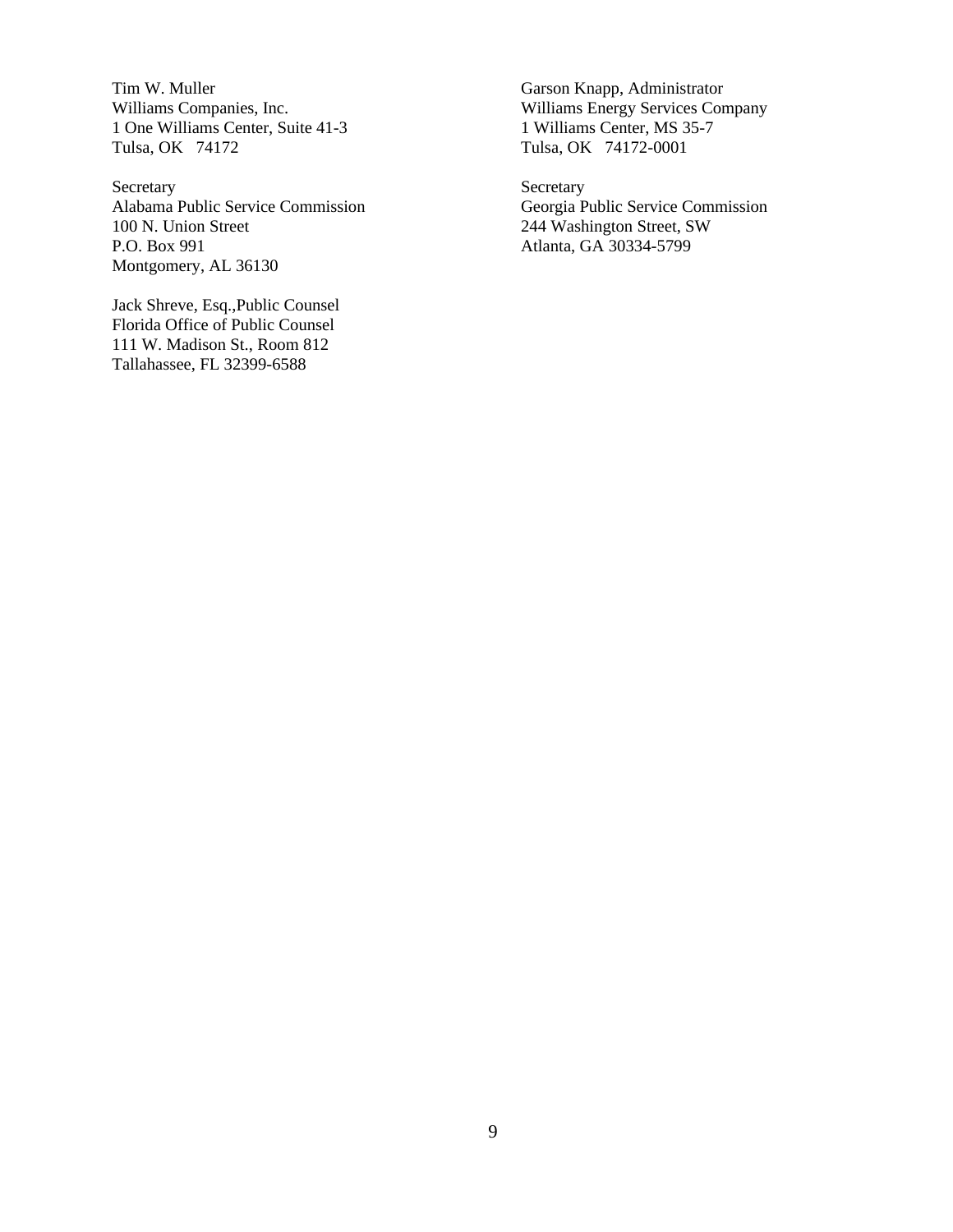Tim W. Muller
Williams Companies, Inc.
1 One Williams Center, Suite 41-3
Tulsa, OK 74172

Garson Knapp, Administrator
Williams Energy Services Company
1 Williams Center, MS 35-7
Tulsa, OK 74172-0001

Secretary
Alabama Public Service Commission
100 N. Union Street
P.O. Box 991
Montgomery, AL 36130

Secretary
Georgia Public Service Commission
244 Washington Street, SW
Atlanta, GA 30334-5799

Jack Shreve, Esq.,Public Counsel
Florida Office of Public Counsel
111 W. Madison St., Room 812
Tallahassee, FL 32399-6588